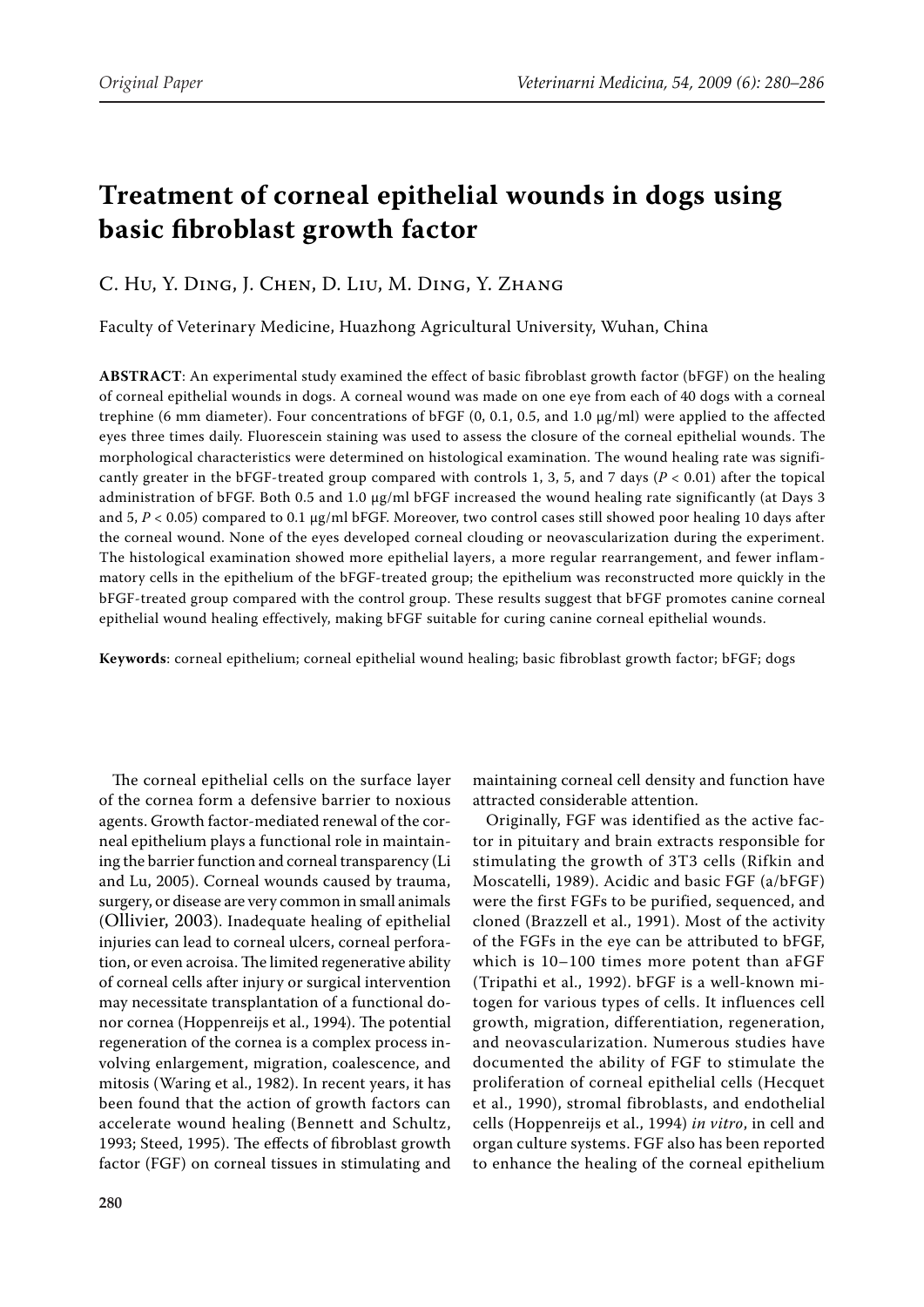# Treatment of corneal epithelial wounds in dogs using basic fibroblast growth factor

C. Hu, Y. Ding, J. Chen, D. Liu, M. Ding, Y. Zhang

Faculty of Veterinary Medicine, Huazhong Agricultural University, Wuhan, China

**ABSTRACT**: An experimental study examined the effect of basic fibroblast growth factor (bFGF) on the healing of corneal epithelial wounds in dogs. A corneal wound was made on one eye from each of 40 dogs with a corneal trephine (6 mm diameter). Four concentrations of bFGF (0, 0.1, 0.5, and 1.0 μg/ml) were applied to the affected eyes three times daily. Fluorescein staining was used to assess the closure of the corneal epithelial wounds. The morphological characteristics were determined on histological examination. The wound healing rate was significantly greater in the bFGF-treated group compared with controls 1, 3, 5, and 7 days ($P < 0.01$) after the topical administration of bFGF. Both 0.5 and 1.0 μg/ml bFGF increased the wound healing rate significantly (at Days 3 and 5, $P < 0.05$) compared to 0.1 μg/ml bFGF. Moreover, two control cases still showed poor healing 10 days after the corneal wound. None of the eyes developed corneal clouding or neovascularization during the experiment. The histological examination showed more epithelial layers, a more regular rearrangement, and fewer inflammatory cells in the epithelium of the bFGF-treated group; the epithelium was reconstructed more quickly in the bFGF-treated group compared with the control group. These results suggest that bFGF promotes canine corneal epithelial wound healing effectively, making bFGF suitable for curing canine corneal epithelial wounds.

**Keywords**: corneal epithelium; corneal epithelial wound healing; basic fibroblast growth factor; bFGF; dogs

The corneal epithelial cells on the surface layer of the cornea form a defensive barrier to noxious agents. Growth factor-mediated renewal of the corneal epithelium plays a functional role in maintaining the barrier function and corneal transparency (Li and Lu, 2005). Corneal wounds caused by trauma, surgery, or disease are very common in small animals (Ollivier, 2003). Inadequate healing of epithelial injuries can lead to corneal ulcers, corneal perforation, or even acroisa. The limited regenerative ability of corneal cells after injury or surgical intervention may necessitate transplantation of a functional donor cornea (Hoppenreijs et al., 1994). The potential regeneration of the cornea is a complex process involving enlargement, migration, coalescence, and mitosis (Waring et al., 1982). In recent years, it has been found that the action of growth factors can accelerate wound healing (Bennett and Schultz, 1993; Steed, 1995). The effects of fibroblast growth factor (FGF) on corneal tissues in stimulating and maintaining corneal cell density and function have attracted considerable attention.

Originally, FGF was identified as the active factor in pituitary and brain extracts responsible for stimulating the growth of 3T3 cells (Rifkin and Moscatelli, 1989). Acidic and basic FGF (a/bFGF) were the first FGFs to be purified, sequenced, and cloned (Brazzell et al., 1991). Most of the activity of the FGFs in the eye can be attributed to bFGF, which is 10–100 times more potent than aFGF (Tripathi et al., 1992). bFGF is a well-known mitogen for various types of cells. It influences cell growth, migration, differentiation, regeneration, and neovascularization. Numerous studies have documented the ability of FGF to stimulate the proliferation of corneal epithelial cells (Hecquet et al., 1990), stromal fibroblasts, and endothelial cells (Hoppenreijs et al., 1994) *in vitro*, in cell and organ culture systems. FGF also has been reported to enhance the healing of the corneal epithelium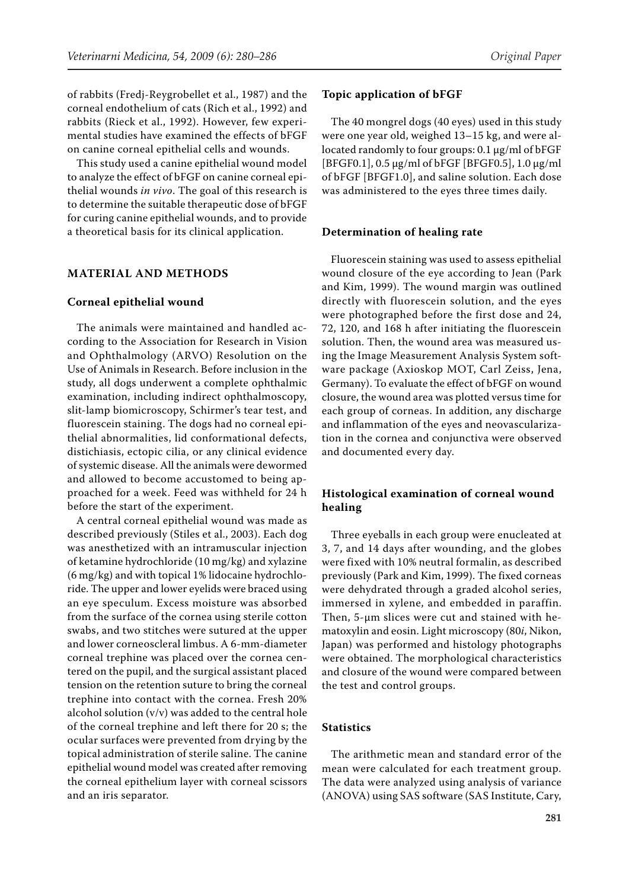of rabbits (Fredj-Reygrobellet et al., 1987) and the corneal endothelium of cats (Rich et al., 1992) and rabbits (Rieck et al., 1992). However, few experimental studies have examined the effects of bFGF on canine corneal epithelial cells and wounds.

This study used a canine epithelial wound model to analyze the effect of bFGF on canine corneal epithelial wounds *in vivo*. The goal of this research is to determine the suitable therapeutic dose of bFGF for curing canine epithelial wounds, and to provide a theoretical basis for its clinical application.

## MATERIAL AND METHODS

### Corneal epithelial wound

The animals were maintained and handled according to the Association for Research in Vision and Ophthalmology (ARVO) Resolution on the Use of Animals in Research. Before inclusion in the study, all dogs underwent a complete ophthalmic examination, including indirect ophthalmoscopy, slit-lamp biomicroscopy, Schirmer's tear test, and fluorescein staining. The dogs had no corneal epithelial abnormalities, lid conformational defects, distichiasis, ectopic cilia, or any clinical evidence of systemic disease. All the animals were dewormed and allowed to become accustomed to being approached for a week. Feed was withheld for 24 h before the start of the experiment.

A central corneal epithelial wound was made as described previously (Stiles et al., 2003). Each dog was anesthetized with an intramuscular injection of ketamine hydrochloride (10 mg/kg) and xylazine (6 mg/kg) and with topical 1% lidocaine hydrochloride. The upper and lower eyelids were braced using an eye speculum. Excess moisture was absorbed from the surface of the cornea using sterile cotton swabs, and two stitches were sutured at the upper and lower corneoscleral limbus. A 6-mm-diameter corneal trephine was placed over the cornea centered on the pupil, and the surgical assistant placed tension on the retention suture to bring the corneal trephine into contact with the cornea. Fresh 20% alcohol solution (v/v) was added to the central hole of the corneal trephine and left there for 20 s; the ocular surfaces were prevented from drying by the topical administration of sterile saline. The canine epithelial wound model was created after removing the corneal epithelium layer with corneal scissors and an iris separator.

### Topic application of bFGF

The 40 mongrel dogs (40 eyes) used in this study were one year old, weighed 13–15 kg, and were allocated randomly to four groups: 0.1 μg/ml of bFGF [BFGF0.1], 0.5 μg/ml of bFGF [BFGF0.5], 1.0 μg/ml of bFGF [BFGF1.0], and saline solution. Each dose was administered to the eyes three times daily.

### Determination of healing rate

Fluorescein staining was used to assess epithelial wound closure of the eye according to Jean (Park and Kim, 1999). The wound margin was outlined directly with fluorescein solution, and the eyes were photographed before the first dose and 24, 72, 120, and 168 h after initiating the fluorescein solution. Then, the wound area was measured using the Image Measurement Analysis System software package (Axioskop MOT, Carl Zeiss, Jena, Germany). To evaluate the effect of bFGF on wound closure, the wound area was plotted versus time for each group of corneas. In addition, any discharge and inflammation of the eyes and neovascularization in the cornea and conjunctiva were observed and documented every day.

### Histological examination of corneal wound healing

Three eyeballs in each group were enucleated at 3, 7, and 14 days after wounding, and the globes were fixed with 10% neutral formalin, as described previously (Park and Kim, 1999). The fixed corneas were dehydrated through a graded alcohol series, immersed in xylene, and embedded in paraffin. Then, 5-μm slices were cut and stained with hematoxylin and eosin. Light microscopy (80*i*, Nikon, Japan) was performed and histology photographs were obtained. The morphological characteristics and closure of the wound were compared between the test and control groups.

### Statistics

The arithmetic mean and standard error of the mean were calculated for each treatment group. The data were analyzed using analysis of variance (ANOVA) using SAS software (SAS Institute, Cary,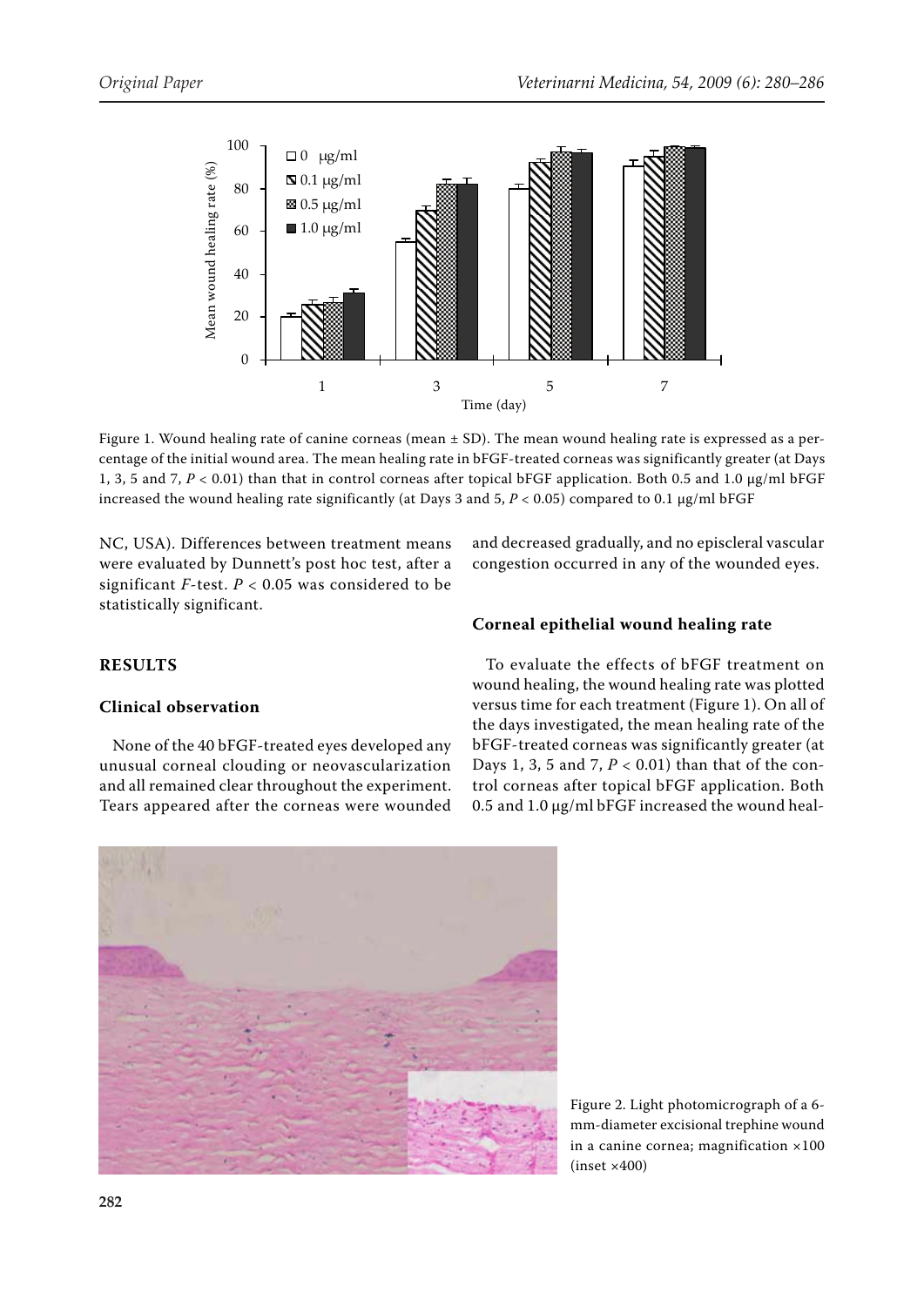Figure 1. Wound healing rate of canine corneas (mean ± SD). The mean wound healing rate is expressed as a percentage of the initial wound area. The mean healing rate in bFGF-treated corneas was significantly greater (at Days 1, 3, 5 and 7, $P < 0.01$) than that in control corneas after topical bFGF application. Both 0.5 and 1.0 μg/ml bFGF increased the wound healing rate significantly (at Days 3 and 5, $P < 0.05$) compared to 0.1 μg/ml bFGF

NC, USA). Differences between treatment means were evaluated by Dunnett's post hoc test, after a significant $F$-test. $P < 0.05$ was considered to be statistically significant.

## RESULTS

### Clinical observation

None of the 40 bFGF-treated eyes developed any unusual corneal clouding or neovascularization and all remained clear throughout the experiment. Tears appeared after the corneas were wounded and decreased gradually, and no episcleral vascular congestion occurred in any of the wounded eyes.

### Corneal epithelial wound healing rate

To evaluate the effects of bFGF treatment on wound healing, the wound healing rate was plotted versus time for each treatment (Figure 1). On all of the days investigated, the mean healing rate of the bFGF-treated corneas was significantly greater (at Days 1, 3, 5 and 7, $P < 0.01$) than that of the control corneas after topical bFGF application. Both 0.5 and 1.0 μg/ml bFGF increased the wound heal-

Figure 2. Light photomicrograph of a 6-mm-diameter excisional trephine wound in a canine cornea; magnification ×100 (inset ×400)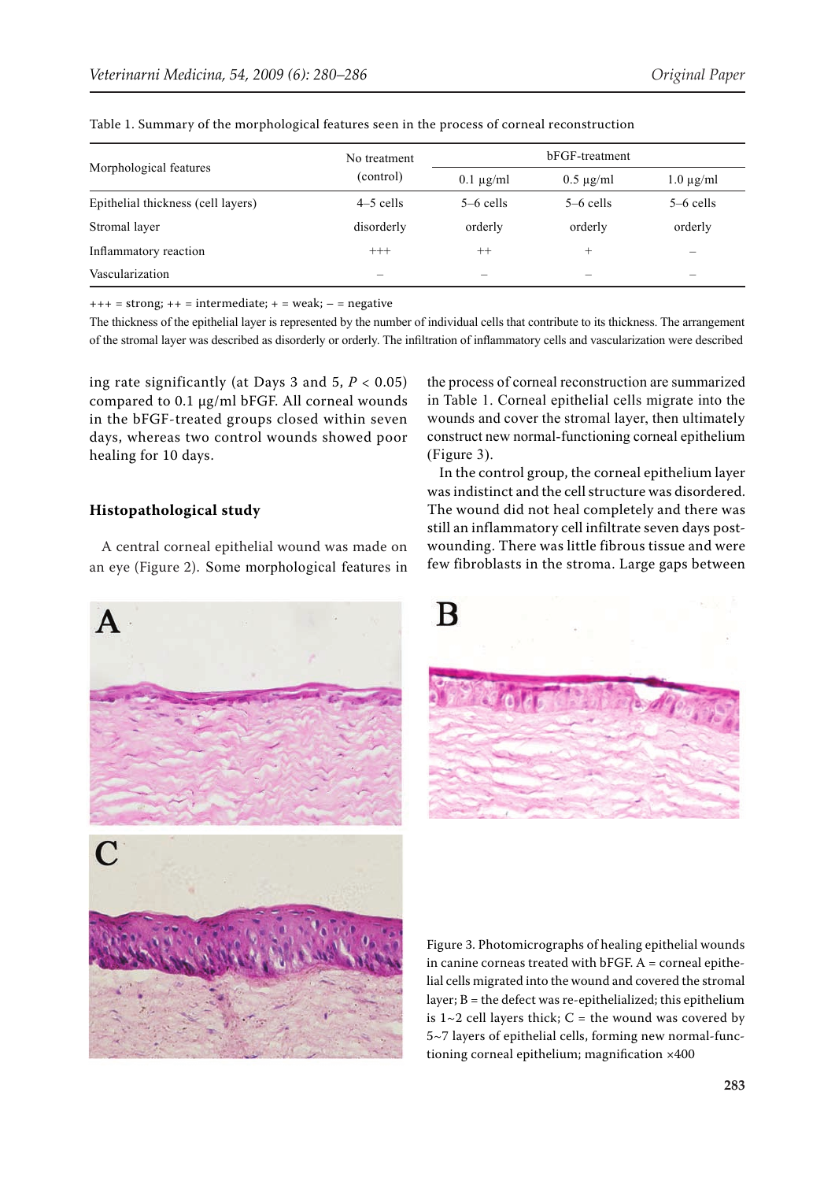Table 1. Summary of the morphological features seen in the process of corneal reconstruction

| Morphological features | No treatment (control) | bFGF-treatment | | |
|---|---|---|---|---|
| | | 0.1 µg/ml | 0.5 µg/ml | 1.0 µg/ml |
| Epithelial thickness (cell layers) | 4–5 cells | 5–6 cells | 5–6 cells | 5–6 cells |
| Stromal layer | disorderly | orderly | orderly | orderly |
| Inflammatory reaction | +++ | ++ | + | – |
| Vascularization | – | – | – | – |

+++ = strong; ++ = intermediate; + = weak; – = negative

The thickness of the epithelial layer is represented by the number of individual cells that contribute to its thickness. The arrangement of the stromal layer was described as disorderly or orderly. The infiltration of inflammatory cells and vascularization were described

ing rate significantly (at Days 3 and 5, $P < 0.05$) compared to 0.1 µg/ml bFGF. All corneal wounds in the bFGF-treated groups closed within seven days, whereas two control wounds showed poor healing for 10 days.

## Histopathological study

A central corneal epithelial wound was made on an eye (Figure 2). Some morphological features in the process of corneal reconstruction are summarized in Table 1. Corneal epithelial cells migrate into the wounds and cover the stromal layer, then ultimately construct new normal-functioning corneal epithelium (Figure 3).

In the control group, the corneal epithelium layer was indistinct and the cell structure was disordered. The wound did not heal completely and there was still an inflammatory cell infiltrate seven days post-wounding. There was little fibrous tissue and were few fibroblasts in the stroma. Large gaps between

Figure 3. Photomicrographs of healing epithelial wounds in canine corneas treated with bFGF. A = corneal epithelial cells migrated into the wound and covered the stromal layer; B = the defect was re-epithelialized; this epithelium is 1~2 cell layers thick; C = the wound was covered by 5~7 layers of epithelial cells, forming new normal-functioning corneal epithelium; magnification ×400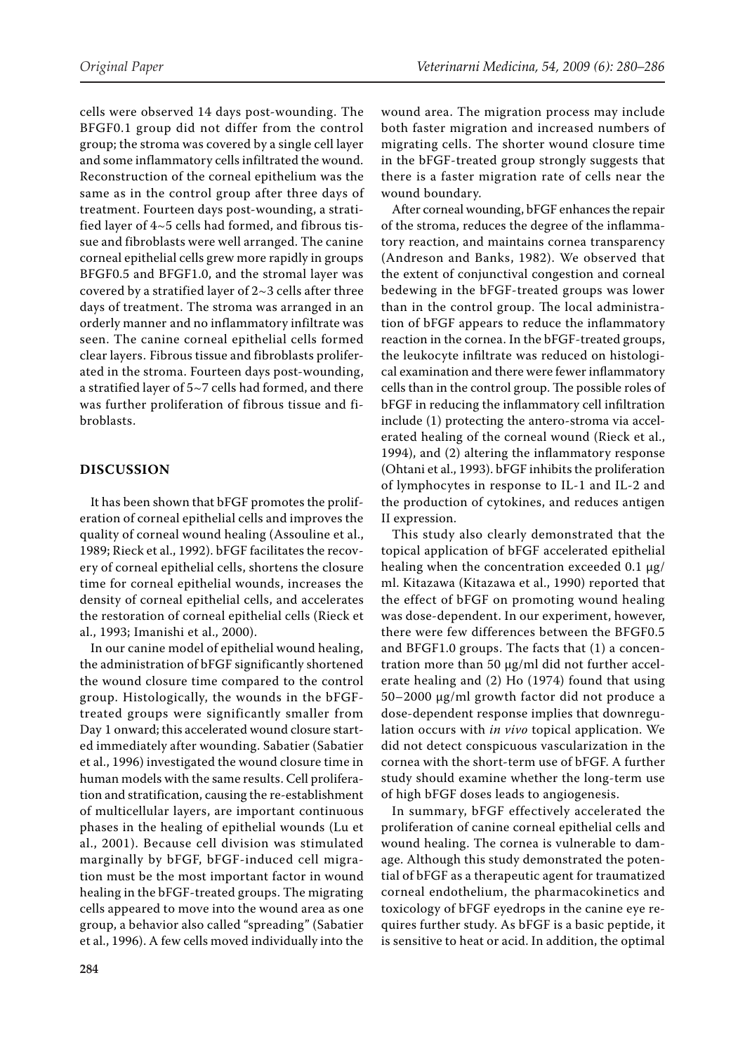cells were observed 14 days post-wounding. The BFGF0.1 group did not differ from the control group; the stroma was covered by a single cell layer and some inflammatory cells infiltrated the wound. Reconstruction of the corneal epithelium was the same as in the control group after three days of treatment. Fourteen days post-wounding, a stratified layer of 4~5 cells had formed, and fibrous tissue and fibroblasts were well arranged. The canine corneal epithelial cells grew more rapidly in groups BFGF0.5 and BFGF1.0, and the stromal layer was covered by a stratified layer of 2~3 cells after three days of treatment. The stroma was arranged in an orderly manner and no inflammatory infiltrate was seen. The canine corneal epithelial cells formed clear layers. Fibrous tissue and fibroblasts proliferated in the stroma. Fourteen days post-wounding, a stratified layer of 5~7 cells had formed, and there was further proliferation of fibrous tissue and fibroblasts.

## DISCUSSION

It has been shown that bFGF promotes the proliferation of corneal epithelial cells and improves the quality of corneal wound healing (Assouline et al., 1989; Rieck et al., 1992). bFGF facilitates the recovery of corneal epithelial cells, shortens the closure time for corneal epithelial wounds, increases the density of corneal epithelial cells, and accelerates the restoration of corneal epithelial cells (Rieck et al., 1993; Imanishi et al., 2000).

In our canine model of epithelial wound healing, the administration of bFGF significantly shortened the wound closure time compared to the control group. Histologically, the wounds in the bFGF-treated groups were significantly smaller from Day 1 onward; this accelerated wound closure started immediately after wounding. Sabatier (Sabatier et al., 1996) investigated the wound closure time in human models with the same results. Cell proliferation and stratification, causing the re-establishment of multicellular layers, are important continuous phases in the healing of epithelial wounds (Lu et al., 2001). Because cell division was stimulated marginally by bFGF, bFGF-induced cell migration must be the most important factor in wound healing in the bFGF-treated groups. The migrating cells appeared to move into the wound area as one group, a behavior also called "spreading" (Sabatier et al., 1996). A few cells moved individually into the wound area. The migration process may include both faster migration and increased numbers of migrating cells. The shorter wound closure time in the bFGF-treated group strongly suggests that there is a faster migration rate of cells near the wound boundary.

After corneal wounding, bFGF enhances the repair of the stroma, reduces the degree of the inflammatory reaction, and maintains cornea transparency (Andreson and Banks, 1982). We observed that the extent of conjunctival congestion and corneal bedewing in the bFGF-treated groups was lower than in the control group. The local administration of bFGF appears to reduce the inflammatory reaction in the cornea. In the bFGF-treated groups, the leukocyte infiltrate was reduced on histological examination and there were fewer inflammatory cells than in the control group. The possible roles of bFGF in reducing the inflammatory cell infiltration include (1) protecting the antero-stroma via accelerated healing of the corneal wound (Rieck et al., 1994), and (2) altering the inflammatory response (Ohtani et al., 1993). bFGF inhibits the proliferation of lymphocytes in response to IL-1 and IL-2 and the production of cytokines, and reduces antigen II expression.

This study also clearly demonstrated that the topical application of bFGF accelerated epithelial healing when the concentration exceeded 0.1 μg/ml. Kitazawa (Kitazawa et al., 1990) reported that the effect of bFGF on promoting wound healing was dose-dependent. In our experiment, however, there were few differences between the BFGF0.5 and BFGF1.0 groups. The facts that (1) a concentration more than 50 μg/ml did not further accelerate healing and (2) Ho (1974) found that using 50–2000 μg/ml growth factor did not produce a dose-dependent response implies that downregulation occurs with *in vivo* topical application. We did not detect conspicuous vascularization in the cornea with the short-term use of bFGF. A further study should examine whether the long-term use of high bFGF doses leads to angiogenesis.

In summary, bFGF effectively accelerated the proliferation of canine corneal epithelial cells and wound healing. The cornea is vulnerable to damage. Although this study demonstrated the potential of bFGF as a therapeutic agent for traumatized corneal endothelium, the pharmacokinetics and toxicology of bFGF eyedrops in the canine eye requires further study. As bFGF is a basic peptide, it is sensitive to heat or acid. In addition, the optimal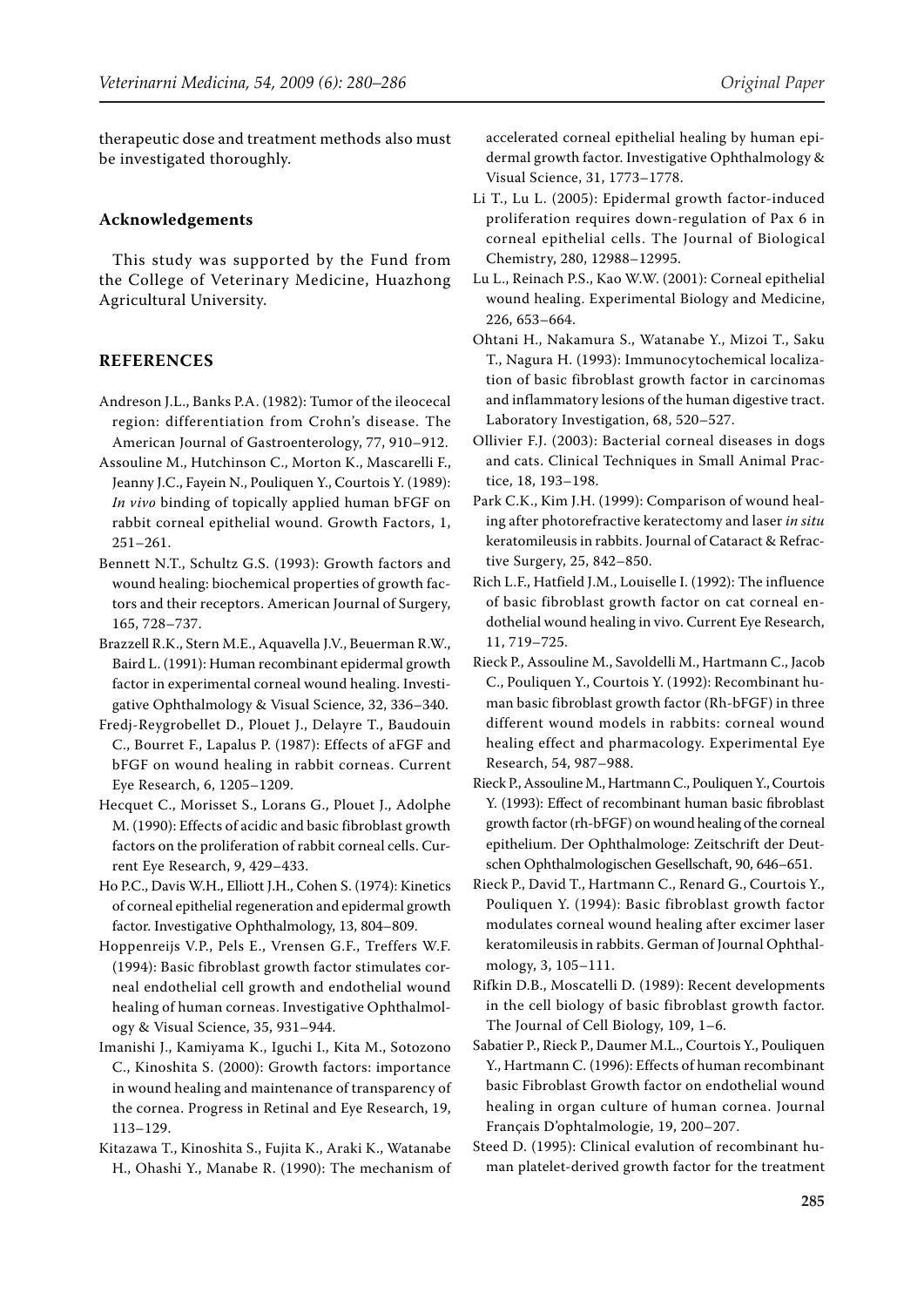therapeutic dose and treatment methods also must be investigated thoroughly.

## Acknowledgements

This study was supported by the Fund from the College of Veterinary Medicine, Huazhong Agricultural University.

## REFERENCES

Andreson J.L., Banks P.A. (1982): Tumor of the ileocecal region: differentiation from Crohn's disease. The American Journal of Gastroenterology, 77, 910–912.

Assouline M., Hutchinson C., Morton K., Mascarelli F., Jeanny J.C., Fayein N., Pouliquen Y., Courtois Y. (1989): *In vivo* binding of topically applied human bFGF on rabbit corneal epithelial wound. Growth Factors, 1, 251–261.

Bennett N.T., Schultz G.S. (1993): Growth factors and wound healing: biochemical properties of growth factors and their receptors. American Journal of Surgery, 165, 728–737.

Brazzell R.K., Stern M.E., Aquavella J.V., Beuerman R.W., Baird L. (1991): Human recombinant epidermal growth factor in experimental corneal wound healing. Investigative Ophthalmology & Visual Science, 32, 336–340.

Fredj-Reygrobellet D., Plouet J., Delayre T., Baudouin C., Bourret F., Lapalus P. (1987): Effects of aFGF and bFGF on wound healing in rabbit corneas. Current Eye Research, 6, 1205–1209.

Hecquet C., Morisset S., Lorans G., Plouet J., Adolphe M. (1990): Effects of acidic and basic fibroblast growth factors on the proliferation of rabbit corneal cells. Current Eye Research, 9, 429–433.

Ho P.C., Davis W.H., Elliott J.H., Cohen S. (1974): Kinetics of corneal epithelial regeneration and epidermal growth factor. Investigative Ophthalmology, 13, 804–809.

Hoppenreijs V.P., Pels E., Vrensen G.F., Treffers W.F. (1994): Basic fibroblast growth factor stimulates corneal endothelial cell growth and endothelial wound healing of human corneas. Investigative Ophthalmology & Visual Science, 35, 931–944.

Imanishi J., Kamiyama K., Iguchi I., Kita M., Sotozono C., Kinoshita S. (2000): Growth factors: importance in wound healing and maintenance of transparency of the cornea. Progress in Retinal and Eye Research, 19, 113–129.

Kitazawa T., Kinoshita S., Fujita K., Araki K., Watanabe H., Ohashi Y., Manabe R. (1990): The mechanism of accelerated corneal epithelial healing by human epidermal growth factor. Investigative Ophthalmology & Visual Science, 31, 1773–1778.

Li T., Lu L. (2005): Epidermal growth factor-induced proliferation requires down-regulation of Pax 6 in corneal epithelial cells. The Journal of Biological Chemistry, 280, 12988–12995.

Lu L., Reinach P.S., Kao W.W. (2001): Corneal epithelial wound healing. Experimental Biology and Medicine, 226, 653–664.

Ohtani H., Nakamura S., Watanabe Y., Mizoi T., Saku T., Nagura H. (1993): Immunocytochemical localization of basic fibroblast growth factor in carcinomas and inflammatory lesions of the human digestive tract. Laboratory Investigation, 68, 520–527.

Ollivier F.J. (2003): Bacterial corneal diseases in dogs and cats. Clinical Techniques in Small Animal Practice, 18, 193–198.

Park C.K., Kim J.H. (1999): Comparison of wound healing after photorefractive keratectomy and laser *in situ* keratomileusis in rabbits. Journal of Cataract & Refractive Surgery, 25, 842–850.

Rich L.F., Hatfield J.M., Louiselle I. (1992): The influence of basic fibroblast growth factor on cat corneal endothelial wound healing in vivo. Current Eye Research, 11, 719–725.

Rieck P., Assouline M., Savoldelli M., Hartmann C., Jacob C., Pouliquen Y., Courtois Y. (1992): Recombinant human basic fibroblast growth factor (Rh-bFGF) in three different wound models in rabbits: corneal wound healing effect and pharmacology. Experimental Eye Research, 54, 987–988.

Rieck P., Assouline M., Hartmann C., Pouliquen Y., Courtois Y. (1993): Effect of recombinant human basic fibroblast growth factor (rh-bFGF) on wound healing of the corneal epithelium. Der Ophthalmologe: Zeitschrift der Deutschen Ophthalmologischen Gesellschaft, 90, 646–651.

Rieck P., David T., Hartmann C., Renard G., Courtois Y., Pouliquen Y. (1994): Basic fibroblast growth factor modulates corneal wound healing after excimer laser keratomileusis in rabbits. German of Journal Ophthalmology, 3, 105–111.

Rifkin D.B., Moscatelli D. (1989): Recent developments in the cell biology of basic fibroblast growth factor. The Journal of Cell Biology, 109, 1–6.

Sabatier P., Rieck P., Daumer M.L., Courtois Y., Pouliquen Y., Hartmann C. (1996): Effects of human recombinant basic Fibroblast Growth factor on endothelial wound healing in organ culture of human cornea. Journal Français D'ophtalmologie, 19, 200–207.

Steed D. (1995): Clinical evalution of recombinant human platelet-derived growth factor for the treatment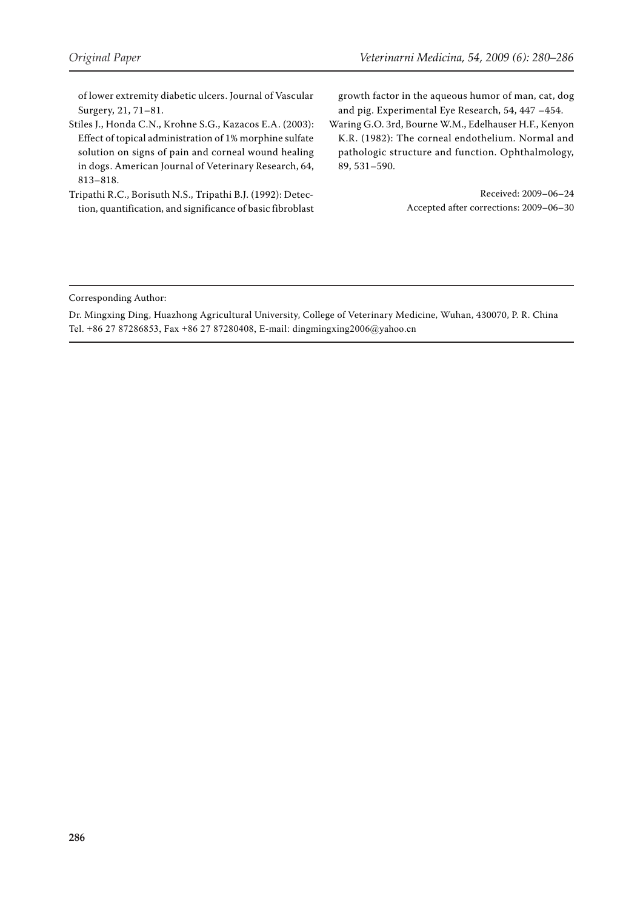of lower extremity diabetic ulcers. Journal of Vascular Surgery, 21, 71–81.

Stiles J., Honda C.N., Krohne S.G., Kazacos E.A. (2003): Effect of topical administration of 1% morphine sulfate solution on signs of pain and corneal wound healing in dogs. American Journal of Veterinary Research, 64, 813–818.

Tripathi R.C., Borisuth N.S., Tripathi B.J. (1992): Detection, quantification, and significance of basic fibroblast growth factor in the aqueous humor of man, cat, dog and pig. Experimental Eye Research, 54, 447 –454.

Waring G.O. 3rd, Bourne W.M., Edelhauser H.F., Kenyon K.R. (1982): The corneal endothelium. Normal and pathologic structure and function. Ophthalmology, 89, 531–590.

Received: 2009–06–24
Accepted after corrections: 2009–06–30

Corresponding Author:

Dr. Mingxing Ding, Huazhong Agricultural University, College of Veterinary Medicine, Wuhan, 430070, P. R. China
Tel. +86 27 87286853, Fax +86 27 87280408, E-mail: dingmingxing2006@yahoo.cn